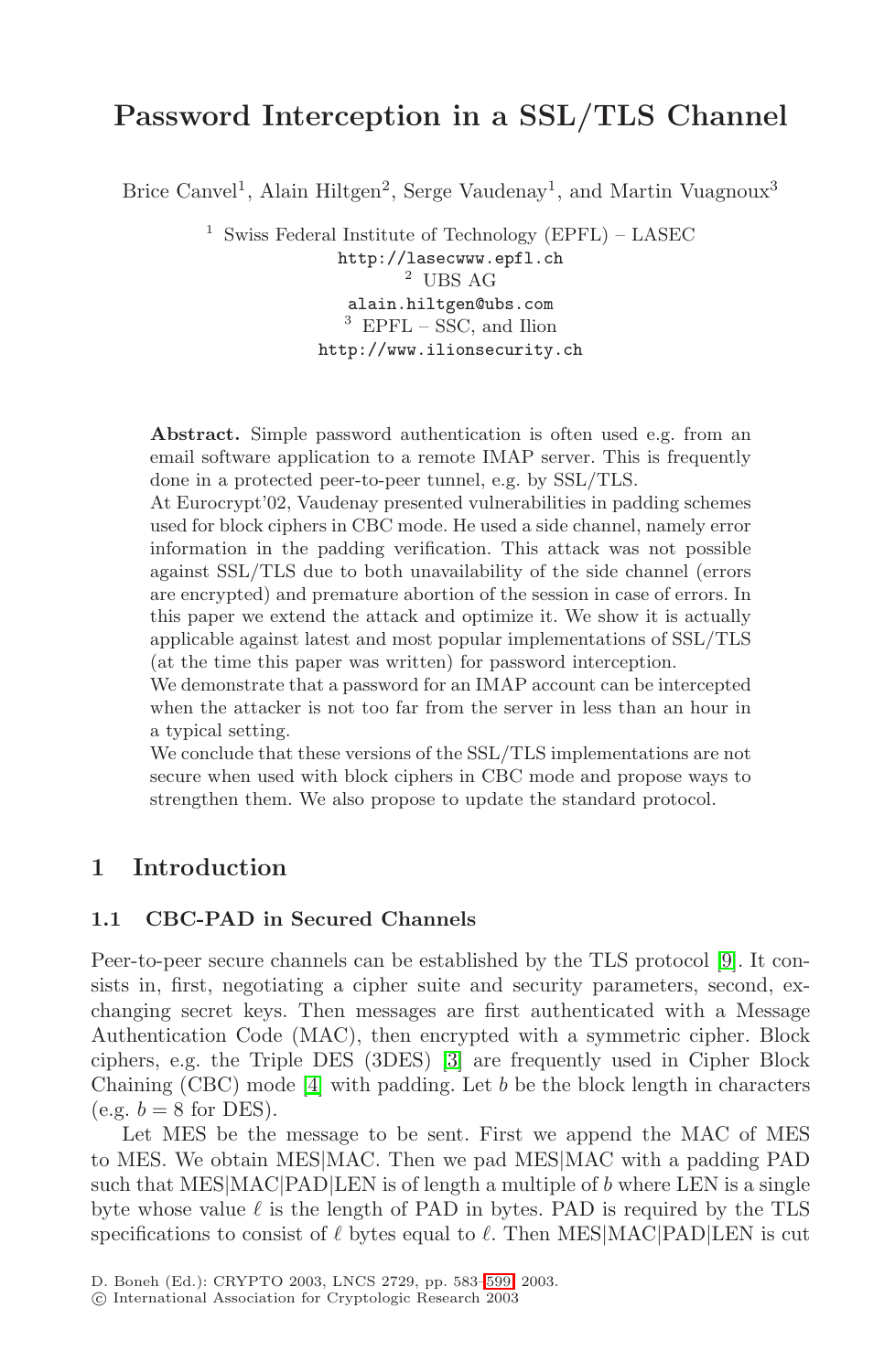# Password Interception in a SSL/TLS Channel

Brice Canvel[1], Alain Hiltgen[2], Serge Vaudenay[1], and Martin Vuagnoux[3]

[1] Swiss Federal Institute of Technology (EPFL) – LASEC
http://lasecwww.epfl.ch
[2] UBS AG
alain.hiltgen@ubs.com
[3] EPFL – SSC, and Ilion
http://www.ilionsecurity.ch

**Abstract.** Simple password authentication is often used e.g. from an email software application to a remote IMAP server. This is frequently done in a protected peer-to-peer tunnel, e.g. by SSL/TLS.

At Eurocrypt'02, Vaudenay presented vulnerabilities in padding schemes used for block ciphers in CBC mode. He used a side channel, namely error information in the padding verification. This attack was not possible against SSL/TLS due to both unavailability of the side channel (errors are encrypted) and premature abortion of the session in case of errors. In this paper we extend the attack and optimize it. We show it is actually applicable against latest and most popular implementations of SSL/TLS (at the time this paper was written) for password interception.

We demonstrate that a password for an IMAP account can be intercepted when the attacker is not too far from the server in less than an hour in a typical setting.

We conclude that these versions of the SSL/TLS implementations are not secure when used with block ciphers in CBC mode and propose ways to strengthen them. We also propose to update the standard protocol.

## 1 Introduction

### 1.1 CBC-PAD in Secured Channels

Peer-to-peer secure channels can be established by the TLS protocol [9]. It consists in, first, negotiating a cipher suite and security parameters, second, exchanging secret keys. Then messages are first authenticated with a Message Authentication Code (MAC), then encrypted with a symmetric cipher. Block ciphers, e.g. the Triple DES (3DES) [3] are frequently used in Cipher Block Chaining (CBC) mode [4] with padding. Let $b$ be the block length in characters (e.g. $b = 8$ for DES).

Let MES be the message to be sent. First we append the MAC of MES to MES. We obtain MES|MAC. Then we pad MES|MAC with a padding PAD such that MES|MAC|PAD|LEN is of length a multiple of $b$ where LEN is a single byte whose value $\ell$ is the length of PAD in bytes. PAD is required by the TLS specifications to consist of $\ell$ bytes equal to $\ell$. Then MES|MAC|PAD|LEN is cut

D. Boneh (Ed.): CRYPTO 2003, LNCS 2729, pp. 583–599, 2003.
© International Association for Cryptologic Research 2003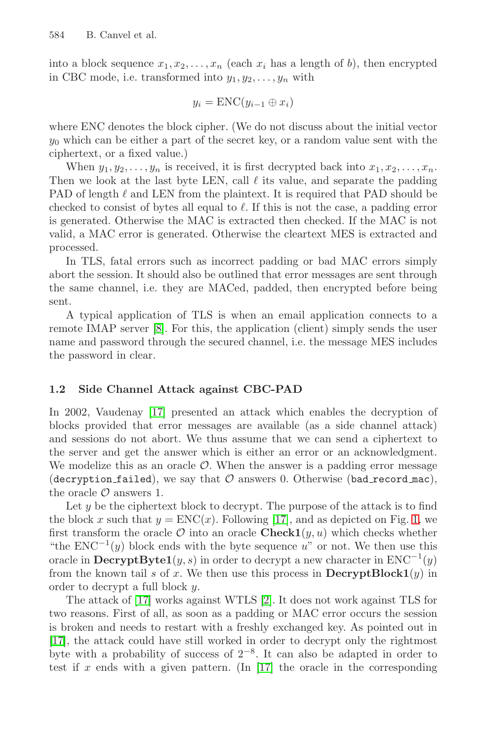into a block sequence $x_1, x_2, \ldots, x_n$ (each $x_i$ has a length of $b$), then encrypted in CBC mode, i.e. transformed into $y_1, y_2, \ldots, y_n$ with

$$y_i = \text{ENC}(y_{i-1} \oplus x_i)$$

where ENC denotes the block cipher. (We do not discuss about the initial vector $y_0$ which can be either a part of the secret key, or a random value sent with the ciphertext, or a fixed value.)

When $y_1, y_2, \ldots, y_n$ is received, it is first decrypted back into $x_1, x_2, \ldots, x_n$. Then we look at the last byte LEN, call $\ell$ its value, and separate the padding PAD of length $\ell$ and LEN from the plaintext. It is required that PAD should be checked to consist of bytes all equal to $\ell$. If this is not the case, a padding error is generated. Otherwise the MAC is extracted then checked. If the MAC is not valid, a MAC error is generated. Otherwise the cleartext MES is extracted and processed.

In TLS, fatal errors such as incorrect padding or bad MAC errors simply abort the session. It should also be outlined that error messages are sent through the same channel, i.e. they are MACed, padded, then encrypted before being sent.

A typical application of TLS is when an email application connects to a remote IMAP server [8]. For this, the application (client) simply sends the user name and password through the secured channel, i.e. the message MES includes the password in clear.

### 1.2 Side Channel Attack against CBC-PAD

In 2002, Vaudenay [17] presented an attack which enables the decryption of blocks provided that error messages are available (as a side channel attack) and sessions do not abort. We thus assume that we can send a ciphertext to the server and get the answer which is either an error or an acknowledgment. We modelize this as an oracle $\mathcal{O}$. When the answer is a padding error message (`decryption_failed`), we say that $\mathcal{O}$ answers 0. Otherwise (`bad_record_mac`), the oracle $\mathcal{O}$ answers 1.

Let $y$ be the ciphertext block to decrypt. The purpose of the attack is to find the block $x$ such that $y = \text{ENC}(x)$. Following [17], and as depicted on Fig. 1, we first transform the oracle $\mathcal{O}$ into an oracle **Check1**$(y, u)$ which checks whether "the $\text{ENC}^{-1}(y)$ block ends with the byte sequence $u$" or not. We then use this oracle in **DecryptByte1**$(y, s)$ in order to decrypt a new character in $\text{ENC}^{-1}(y)$ from the known tail $s$ of $x$. We then use this process in **DecryptBlock1**$(y)$ in order to decrypt a full block $y$.

The attack of [17] works against WTLS [2]. It does not work against TLS for two reasons. First of all, as soon as a padding or MAC error occurs the session is broken and needs to restart with a freshly exchanged key. As pointed out in [17], the attack could have still worked in order to decrypt only the rightmost byte with a probability of success of $2^{-8}$. It can also be adapted in order to test if $x$ ends with a given pattern. (In [17] the oracle in the corresponding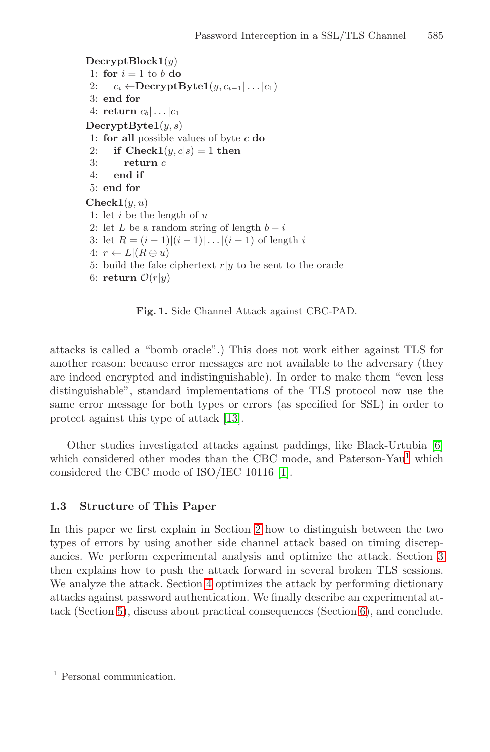**DecryptBlock1**$(y)$
1: **for** $i = 1$ to $b$ **do**
2: $\quad c_i \leftarrow$**DecryptByte1**$(y, c_{i-1}|\ldots|c_1)$
3: **end for**
4: **return** $c_b|\ldots|c_1$

**DecryptByte1**$(y, s)$
1: **for all** possible values of byte $c$ **do**
2: $\quad$ **if Check1**$(y, c|s) = 1$ **then**
3: $\quad\quad$ **return** $c$
4: $\quad$ **end if**
5: **end for**

**Check1**$(y, u)$
1: let $i$ be the length of $u$
2: let $L$ be a random string of length $b - i$
3: let $R = (i-1)|(i-1)|\ldots|(i-1)$ of length $i$
4: $r \leftarrow L|(R \oplus u)$
5: build the fake ciphertext $r|y$ to be sent to the oracle
6: **return** $\mathcal{O}(r|y)$

**Fig. 1.** Side Channel Attack against CBC-PAD.

attacks is called a "bomb oracle".) This does not work either against TLS for another reason: because error messages are not available to the adversary (they are indeed encrypted and indistinguishable). In order to make them "even less distinguishable", standard implementations of the TLS protocol now use the same error message for both types or errors (as specified for SSL) in order to protect against this type of attack [13].

Other studies investigated attacks against paddings, like Black-Urtubia [6] which considered other modes than the CBC mode, and Paterson-Yau[1] which considered the CBC mode of ISO/IEC 10116 [1].

### 1.3 Structure of This Paper

In this paper we first explain in Section 2 how to distinguish between the two types of errors by using another side channel attack based on timing discrepancies. We perform experimental analysis and optimize the attack. Section 3 then explains how to push the attack forward in several broken TLS sessions. We analyze the attack. Section 4 optimizes the attack by performing dictionary attacks against password authentication. We finally describe an experimental attack (Section 5), discuss about practical consequences (Section 6), and conclude.

[1] Personal communication.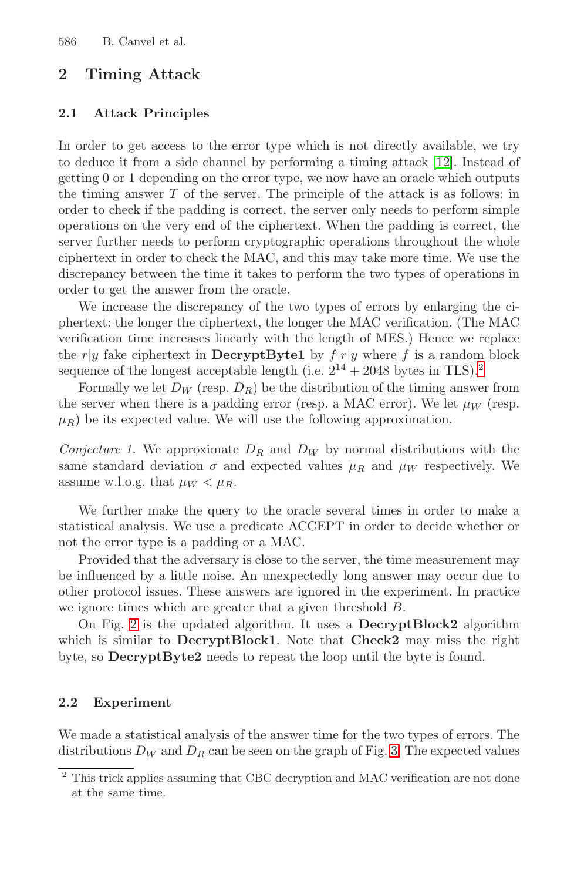## 2 Timing Attack

### 2.1 Attack Principles

In order to get access to the error type which is not directly available, we try to deduce it from a side channel by performing a timing attack [12]. Instead of getting 0 or 1 depending on the error type, we now have an oracle which outputs the timing answer $T$ of the server. The principle of the attack is as follows: in order to check if the padding is correct, the server only needs to perform simple operations on the very end of the ciphertext. When the padding is correct, the server further needs to perform cryptographic operations throughout the whole ciphertext in order to check the MAC, and this may take more time. We use the discrepancy between the time it takes to perform the two types of operations in order to get the answer from the oracle.

We increase the discrepancy of the two types of errors by enlarging the ciphertext: the longer the ciphertext, the longer the MAC verification. (The MAC verification time increases linearly with the length of MES.) Hence we replace the $r|y$ fake ciphertext in **DecryptByte1** by $f|r|y$ where $f$ is a random block sequence of the longest acceptable length (i.e. $2^{14} + 2048$ bytes in TLS).[2]

Formally we let $D_W$ (resp. $D_R$) be the distribution of the timing answer from the server when there is a padding error (resp. a MAC error). We let $\mu_W$ (resp. $\mu_R$) be its expected value. We will use the following approximation.

*Conjecture 1.* We approximate $D_R$ and $D_W$ by normal distributions with the same standard deviation $\sigma$ and expected values $\mu_R$ and $\mu_W$ respectively. We assume w.l.o.g. that $\mu_W < \mu_R$.

We further make the query to the oracle several times in order to make a statistical analysis. We use a predicate ACCEPT in order to decide whether or not the error type is a padding or a MAC.

Provided that the adversary is close to the server, the time measurement may be influenced by a little noise. An unexpectedly long answer may occur due to other protocol issues. These answers are ignored in the experiment. In practice we ignore times which are greater that a given threshold $B$.

On Fig. 2 is the updated algorithm. It uses a **DecryptBlock2** algorithm which is similar to **DecryptBlock1**. Note that **Check2** may miss the right byte, so **DecryptByte2** needs to repeat the loop until the byte is found.

### 2.2 Experiment

We made a statistical analysis of the answer time for the two types of errors. The distributions $D_W$ and $D_R$ can be seen on the graph of Fig. 3. The expected values

[2] This trick applies assuming that CBC decryption and MAC verification are not done at the same time.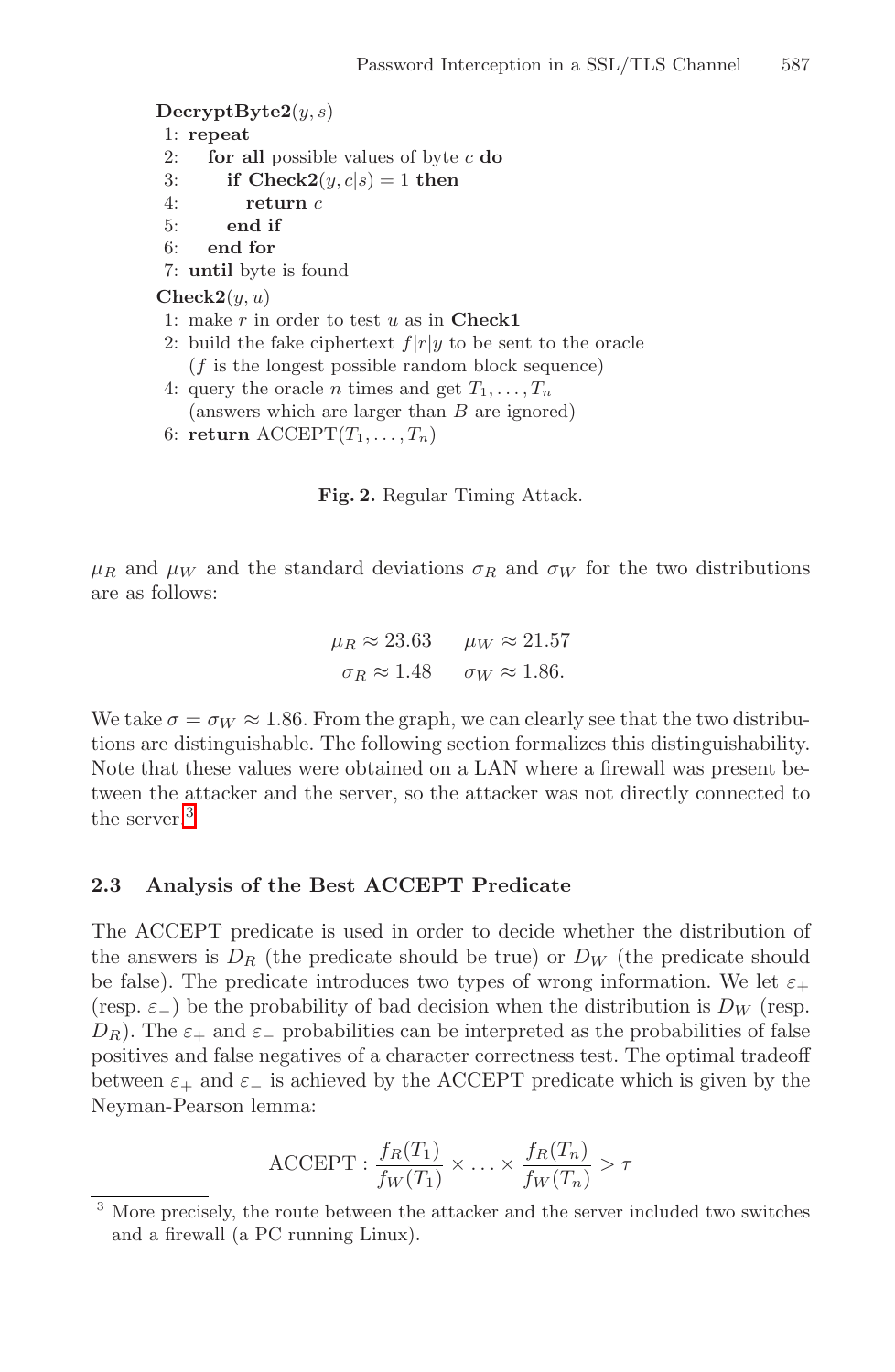```
DecryptByte2(y, s)
1: repeat
2:   for all possible values of byte c do
3:     if Check2(y, c|s) = 1 then
4:       return c
5:     end if
6:   end for
7: until byte is found
Check2(y, u)
1: make r in order to test u as in Check1
2: build the fake ciphertext f|r|y to be sent to the oracle
   (f is the longest possible random block sequence)
4: query the oracle n times and get T_1, ..., T_n
   (answers which are larger than B are ignored)
6: return ACCEPT(T_1, ..., T_n)
```

**Fig. 2.** Regular Timing Attack.

$\mu_R$ and $\mu_W$ and the standard deviations $\sigma_R$ and $\sigma_W$ for the two distributions are as follows:

$$\mu_R \approx 23.63 \qquad \mu_W \approx 21.57$$
$$\sigma_R \approx 1.48 \qquad \sigma_W \approx 1.86.$$

We take $\sigma = \sigma_W \approx 1.86$. From the graph, we can clearly see that the two distributions are distinguishable. The following section formalizes this distinguishability. Note that these values were obtained on a LAN where a firewall was present between the attacker and the server, so the attacker was not directly connected to the server.[3]

### 2.3 Analysis of the Best ACCEPT Predicate

The ACCEPT predicate is used in order to decide whether the distribution of the answers is $D_R$ (the predicate should be true) or $D_W$ (the predicate should be false). The predicate introduces two types of wrong information. We let $\varepsilon_+$ (resp. $\varepsilon_-$) be the probability of bad decision when the distribution is $D_W$ (resp. $D_R$). The $\varepsilon_+$ and $\varepsilon_-$ probabilities can be interpreted as the probabilities of false positives and false negatives of a character correctness test. The optimal tradeoff between $\varepsilon_+$ and $\varepsilon_-$ is achieved by the ACCEPT predicate which is given by the Neyman-Pearson lemma:

$$\text{ACCEPT} : \frac{f_R(T_1)}{f_W(T_1)} \times \ldots \times \frac{f_R(T_n)}{f_W(T_n)} > \tau$$

[3] More precisely, the route between the attacker and the server included two switches and a firewall (a PC running Linux).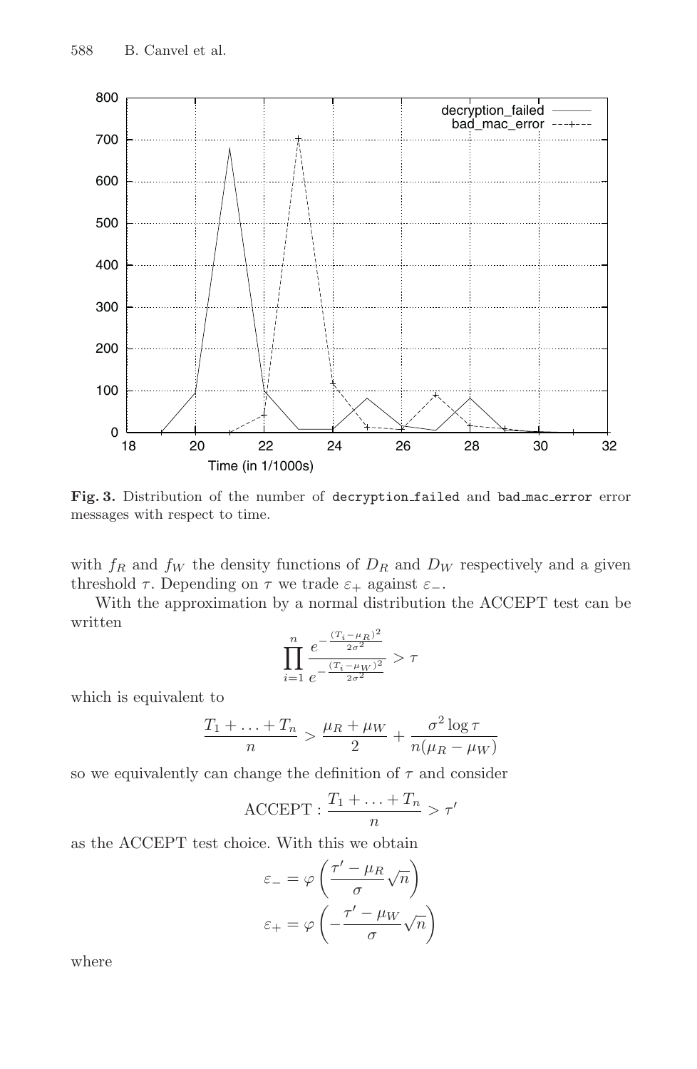**Fig. 3.** Distribution of the number of `decryption_failed` and `bad_mac_error` error messages with respect to time.

with $f_R$ and $f_W$ the density functions of $D_R$ and $D_W$ respectively and a given threshold $\tau$. Depending on $\tau$ we trade $\varepsilon_+$ against $\varepsilon_-$.

With the approximation by a normal distribution the ACCEPT test can be written

$$\prod_{i=1}^{n} \frac{e^{-\frac{(T_i-\mu_R)^2}{2\sigma^2}}}{e^{-\frac{(T_i-\mu_W)^2}{2\sigma^2}}} > \tau$$

which is equivalent to

$$\frac{T_1 + \ldots + T_n}{n} > \frac{\mu_R + \mu_W}{2} + \frac{\sigma^2 \log \tau}{n(\mu_R - \mu_W)}$$

so we equivalently can change the definition of $\tau$ and consider

$$\text{ACCEPT} : \frac{T_1 + \ldots + T_n}{n} > \tau'$$

as the ACCEPT test choice. With this we obtain

$$\varepsilon_- = \varphi\left(\frac{\tau' - \mu_R}{\sigma}\sqrt{n}\right)$$

$$\varepsilon_+ = \varphi\left(-\frac{\tau' - \mu_W}{\sigma}\sqrt{n}\right)$$

where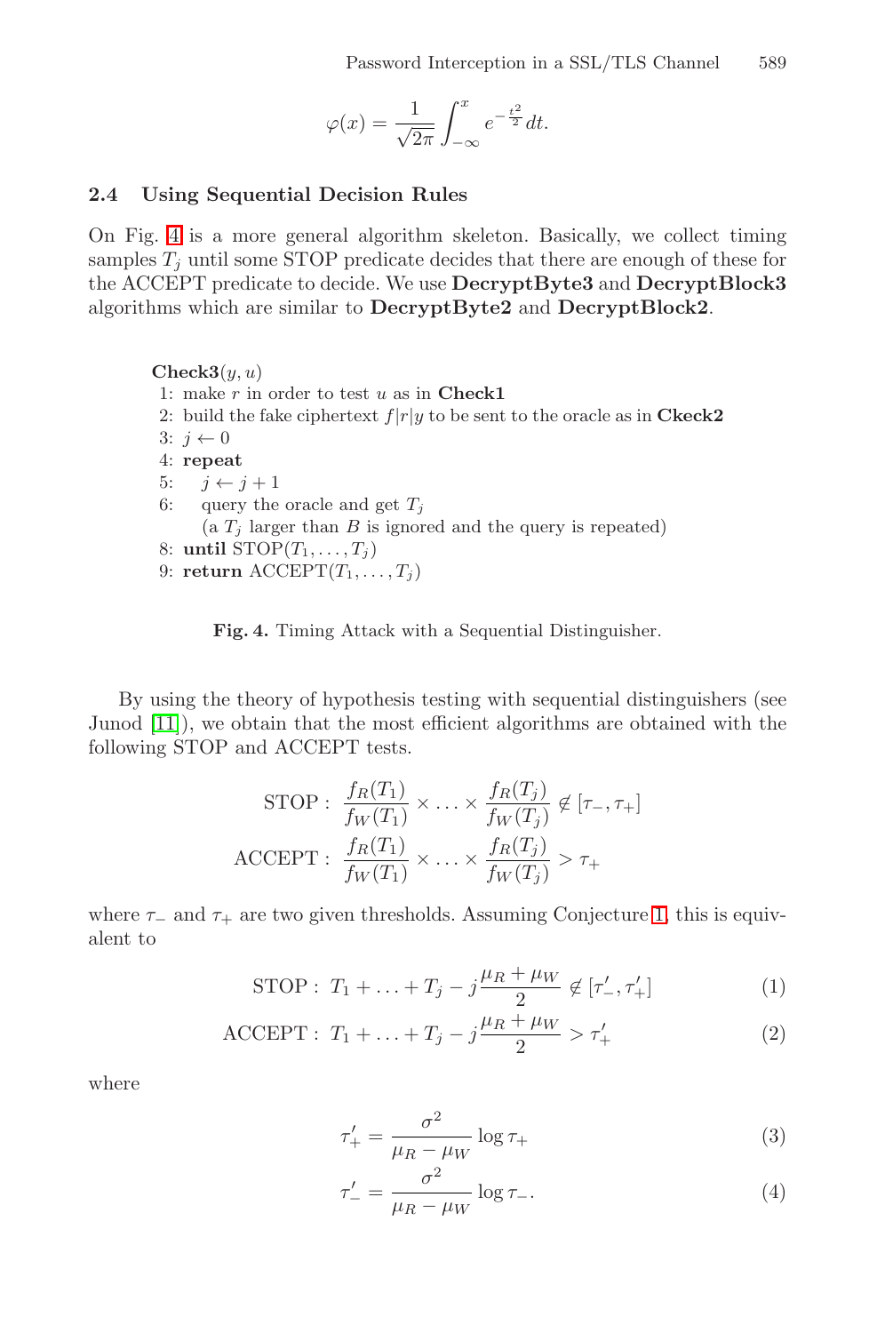$$\varphi(x) = \frac{1}{\sqrt{2\pi}} \int_{-\infty}^{x} e^{-\frac{t^2}{2}} dt.$$

### 2.4 Using Sequential Decision Rules

On Fig. 4 is a more general algorithm skeleton. Basically, we collect timing samples $T_j$ until some STOP predicate decides that there are enough of these for the ACCEPT predicate to decide. We use **DecryptByte3** and **DecryptBlock3** algorithms which are similar to **DecryptByte2** and **DecryptBlock2**.

```
Check3(y, u)
1: make r in order to test u as in Check1
2: build the fake ciphertext f|r|y to be sent to the oracle as in Ckeck2
3: j ← 0
4: repeat
5:    j ← j + 1
6:    query the oracle and get T_j
      (a T_j larger than B is ignored and the query is repeated)
8: until STOP(T_1, ..., T_j)
9: return ACCEPT(T_1, ..., T_j)
```

**Fig. 4.** Timing Attack with a Sequential Distinguisher.

By using the theory of hypothesis testing with sequential distinguishers (see Junod [11]), we obtain that the most efficient algorithms are obtained with the following STOP and ACCEPT tests.

$$\text{STOP}: \ \frac{f_R(T_1)}{f_W(T_1)} \times \ldots \times \frac{f_R(T_j)}{f_W(T_j)} \notin [\tau_-, \tau_+]$$

$$\text{ACCEPT}: \ \frac{f_R(T_1)}{f_W(T_1)} \times \ldots \times \frac{f_R(T_j)}{f_W(T_j)} > \tau_+$$

where $\tau_-$ and $\tau_+$ are two given thresholds. Assuming Conjecture 1, this is equivalent to

$$\text{STOP}: \ T_1 + \ldots + T_j - j\frac{\mu_R + \mu_W}{2} \notin [\tau'_-, \tau'_+] \tag{1}$$

$$\text{ACCEPT}: \ T_1 + \ldots + T_j - j\frac{\mu_R + \mu_W}{2} > \tau'_+ \tag{2}$$

where

$$\tau'_+ = \frac{\sigma^2}{\mu_R - \mu_W} \log \tau_+ \tag{3}$$

$$\tau'_- = \frac{\sigma^2}{\mu_R - \mu_W} \log \tau_-. \tag{4}$$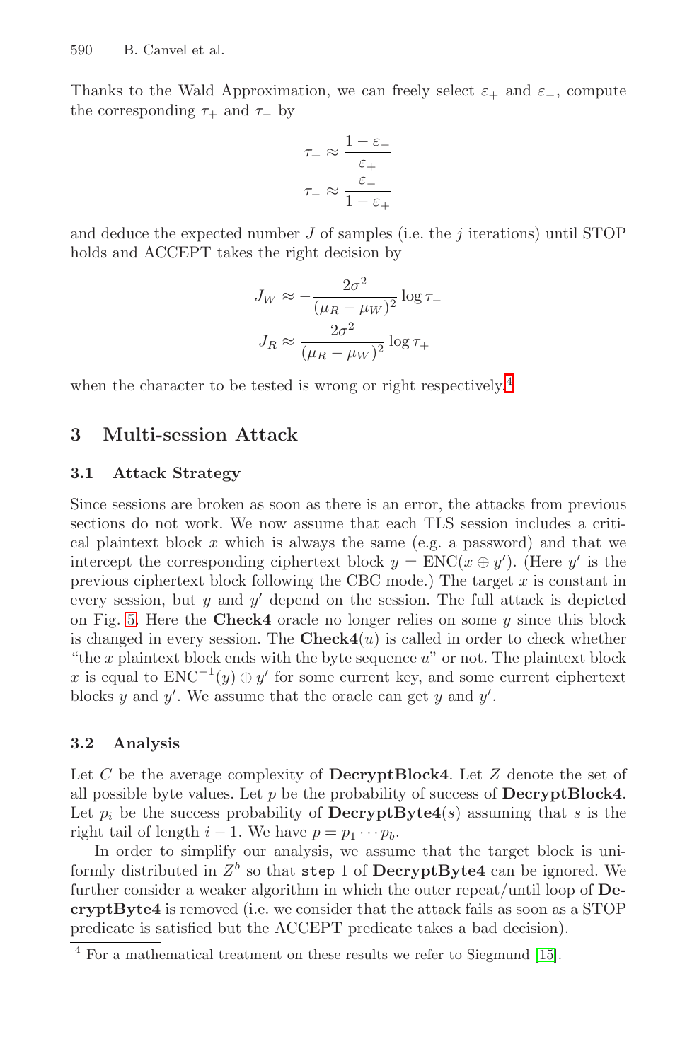Thanks to the Wald Approximation, we can freely select $\varepsilon_+$ and $\varepsilon_-$, compute the corresponding $\tau_+$ and $\tau_-$ by

$$\tau_+ \approx \frac{1-\varepsilon_-}{\varepsilon_+}$$
$$\tau_- \approx \frac{\varepsilon_-}{1-\varepsilon_+}$$

and deduce the expected number $J$ of samples (i.e. the $j$ iterations) until STOP holds and ACCEPT takes the right decision by

$$J_W \approx -\frac{2\sigma^2}{(\mu_R - \mu_W)^2} \log \tau_-$$
$$J_R \approx \frac{2\sigma^2}{(\mu_R - \mu_W)^2} \log \tau_+$$

when the character to be tested is wrong or right respectively.[4]

## 3 Multi-session Attack

### 3.1 Attack Strategy

Since sessions are broken as soon as there is an error, the attacks from previous sections do not work. We now assume that each TLS session includes a critical plaintext block $x$ which is always the same (e.g. a password) and that we intercept the corresponding ciphertext block $y = \text{ENC}(x \oplus y')$. (Here $y'$ is the previous ciphertext block following the CBC mode.) The target $x$ is constant in every session, but $y$ and $y'$ depend on the session. The full attack is depicted on Fig. 5. Here the **Check4** oracle no longer relies on some $y$ since this block is changed in every session. The **Check4**($u$) is called in order to check whether "the $x$ plaintext block ends with the byte sequence $u$" or not. The plaintext block $x$ is equal to $\text{ENC}^{-1}(y) \oplus y'$ for some current key, and some current ciphertext blocks $y$ and $y'$. We assume that the oracle can get $y$ and $y'$.

### 3.2 Analysis

Let $C$ be the average complexity of **DecryptBlock4**. Let $Z$ denote the set of all possible byte values. Let $p$ be the probability of success of **DecryptBlock4**. Let $p_i$ be the success probability of **DecryptByte4**($s$) assuming that $s$ is the right tail of length $i-1$. We have $p = p_1 \cdots p_b$.

In order to simplify our analysis, we assume that the target block is uniformly distributed in $Z^b$ so that `step` 1 of **DecryptByte4** can be ignored. We further consider a weaker algorithm in which the outer repeat/until loop of **DecryptByte4** is removed (i.e. we consider that the attack fails as soon as a STOP predicate is satisfied but the ACCEPT predicate takes a bad decision).

[4] For a mathematical treatment on these results we refer to Siegmund [15].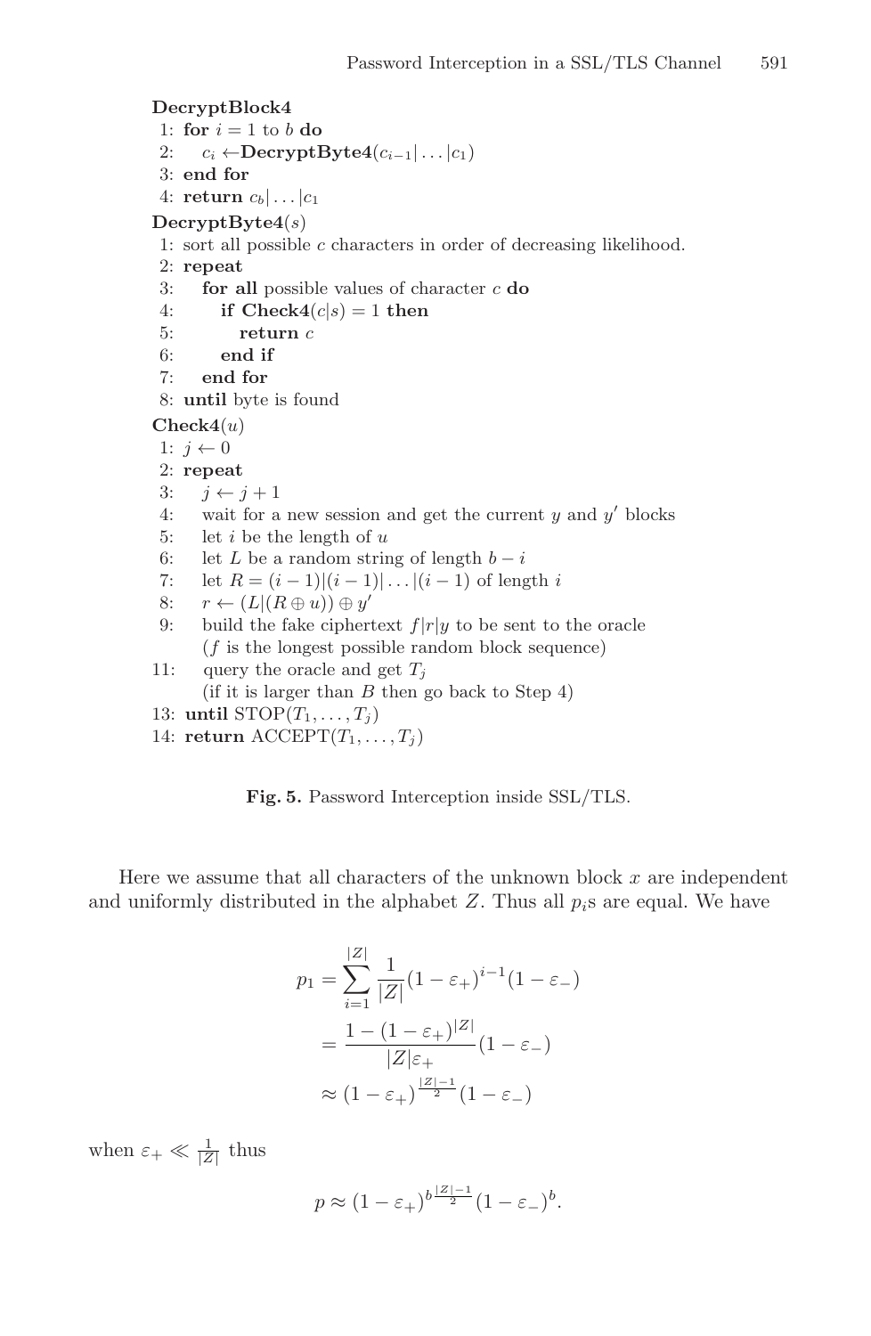```
DecryptBlock4
 1: for i = 1 to b do
 2:    c_i ←DecryptByte4(c_{i−1}| . . . |c_1)
 3: end for
 4: return c_b| . . . |c_1
DecryptByte4(s)
 1: sort all possible c characters in order of decreasing likelihood.
 2: repeat
 3:    for all possible values of character c do
 4:       if Check4(c|s) = 1 then
 5:          return c
 6:       end if
 7:    end for
 8: until byte is found
Check4(u)
 1: j ← 0
 2: repeat
 3:    j ← j + 1
 4:    wait for a new session and get the current y and y′ blocks
 5:    let i be the length of u
 6:    let L be a random string of length b − i
 7:    let R = (i − 1)|(i − 1)| . . . |(i − 1) of length i
 8:    r ← (L|(R ⊕ u)) ⊕ y′
 9:    build the fake ciphertext f|r|y to be sent to the oracle
       (f is the longest possible random block sequence)
11:    query the oracle and get T_j
       (if it is larger than B then go back to Step 4)
13: until STOP(T_1, . . . , T_j)
14: return ACCEPT(T_1, . . . , T_j)
```

**Fig. 5.** Password Interception inside SSL/TLS.

Here we assume that all characters of the unknown block $x$ are independent and uniformly distributed in the alphabet $Z$. Thus all $p_i$s are equal. We have

$$
\begin{aligned}
p_1 &= \sum_{i=1}^{|Z|} \frac{1}{|Z|}(1-\varepsilon_+)^{i-1}(1-\varepsilon_-) \\
&= \frac{1-(1-\varepsilon_+)^{|Z|}}{|Z|\varepsilon_+}(1-\varepsilon_-) \\
&\approx (1-\varepsilon_+)^{\frac{|Z|-1}{2}}(1-\varepsilon_-)
\end{aligned}
$$

when $\varepsilon_+ \ll \frac{1}{|Z|}$ thus

$$
p \approx (1-\varepsilon_+)^{b\frac{|Z|-1}{2}}(1-\varepsilon_-)^b.
$$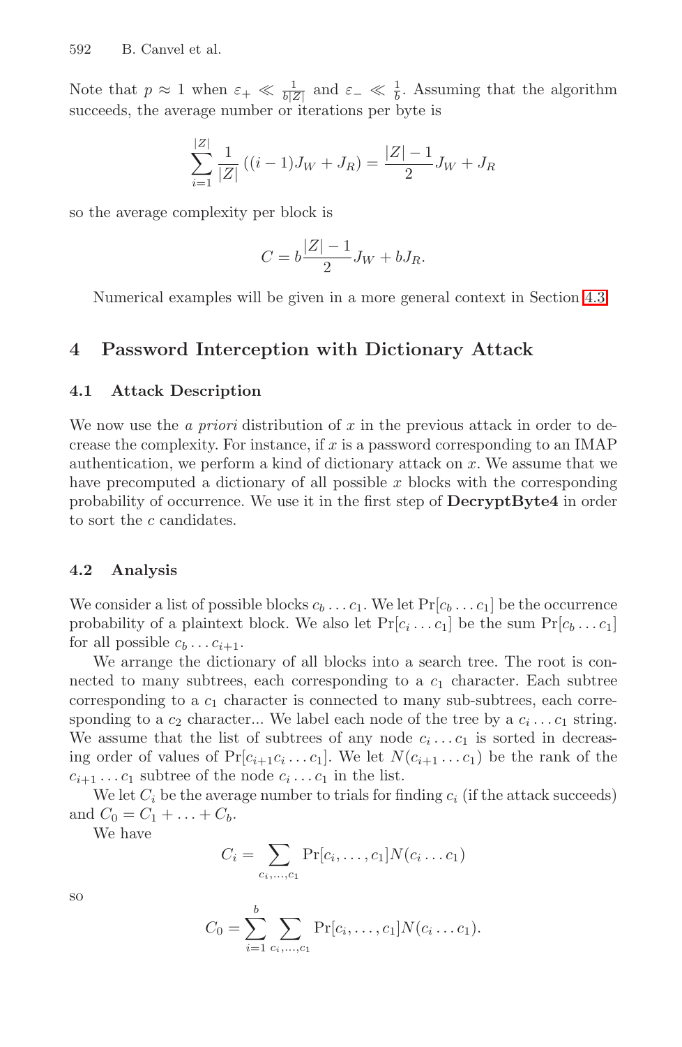Note that $p \approx 1$ when $\varepsilon_+ \ll \frac{1}{b|Z|}$ and $\varepsilon_- \ll \frac{1}{b}$. Assuming that the algorithm succeeds, the average number or iterations per byte is

$$\sum_{i=1}^{|Z|} \frac{1}{|Z|} \left((i-1)J_W + J_R\right) = \frac{|Z|-1}{2} J_W + J_R$$

so the average complexity per block is

$$C = b\frac{|Z|-1}{2} J_W + bJ_R.$$

Numerical examples will be given in a more general context in Section 4.3.

## 4 Password Interception with Dictionary Attack

### 4.1 Attack Description

We now use the *a priori* distribution of $x$ in the previous attack in order to decrease the complexity. For instance, if $x$ is a password corresponding to an IMAP authentication, we perform a kind of dictionary attack on $x$. We assume that we have precomputed a dictionary of all possible $x$ blocks with the corresponding probability of occurrence. We use it in the first step of **DecryptByte4** in order to sort the $c$ candidates.

### 4.2 Analysis

We consider a list of possible blocks $c_b \dots c_1$. We let $\Pr[c_b \dots c_1]$ be the occurrence probability of a plaintext block. We also let $\Pr[c_i \dots c_1]$ be the sum $\Pr[c_b \dots c_1]$ for all possible $c_b \dots c_{i+1}$.

We arrange the dictionary of all blocks into a search tree. The root is connected to many subtrees, each corresponding to a $c_1$ character. Each subtree corresponding to a $c_1$ character is connected to many sub-subtrees, each corresponding to a $c_2$ character... We label each node of the tree by a $c_i \dots c_1$ string. We assume that the list of subtrees of any node $c_i \dots c_1$ is sorted in decreasing order of values of $\Pr[c_{i+1}c_i \dots c_1]$. We let $N(c_{i+1} \dots c_1)$ be the rank of the $c_{i+1} \dots c_1$ subtree of the node $c_i \dots c_1$ in the list.

We let $C_i$ be the average number to trials for finding $c_i$ (if the attack succeeds) and $C_0 = C_1 + \dots + C_b$.

We have

$$C_i = \sum_{c_i,\dots,c_1} \Pr[c_i,\dots,c_1] N(c_i \dots c_1)$$

so

$$C_0 = \sum_{i=1}^{b} \sum_{c_i,\dots,c_1} \Pr[c_i,\dots,c_1] N(c_i \dots c_1).$$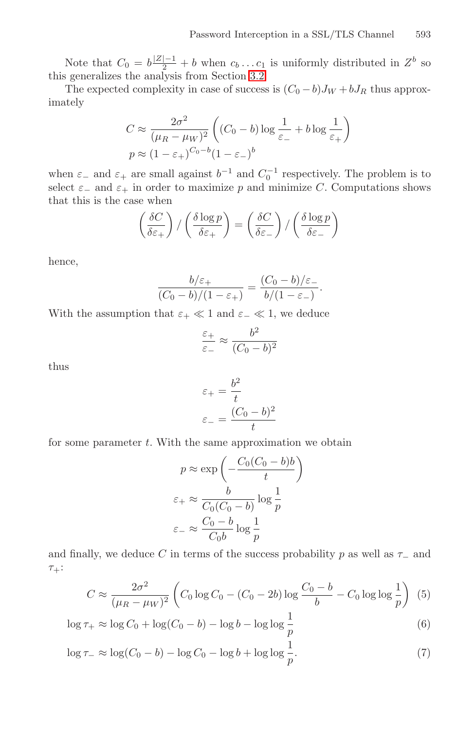Note that $C_0 = b\frac{|Z|-1}{2} + b$ when $c_b \dots c_1$ is uniformly distributed in $Z^b$ so this generalizes the analysis from Section 3.2.

The expected complexity in case of success is $(C_0 - b)J_W + bJ_R$ thus approximately

$$C \approx \frac{2\sigma^2}{(\mu_R - \mu_W)^2}\left((C_0 - b)\log\frac{1}{\varepsilon_-} + b\log\frac{1}{\varepsilon_+}\right)$$
$$p \approx (1-\varepsilon_+)^{C_0 - b}(1-\varepsilon_-)^b$$

when $\varepsilon_-$ and $\varepsilon_+$ are small against $b^{-1}$ and $C_0^{-1}$ respectively. The problem is to select $\varepsilon_-$ and $\varepsilon_+$ in order to maximize $p$ and minimize $C$. Computations shows that this is the case when

$$\left(\frac{\delta C}{\delta \varepsilon_+}\right) / \left(\frac{\delta \log p}{\delta \varepsilon_+}\right) = \left(\frac{\delta C}{\delta \varepsilon_-}\right) / \left(\frac{\delta \log p}{\delta \varepsilon_-}\right)$$

hence,

$$\frac{b/\varepsilon_+}{(C_0 - b)/(1-\varepsilon_+)} = \frac{(C_0 - b)/\varepsilon_-}{b/(1-\varepsilon_-)}.$$

With the assumption that $\varepsilon_+ \ll 1$ and $\varepsilon_- \ll 1$, we deduce

$$\frac{\varepsilon_+}{\varepsilon_-} \approx \frac{b^2}{(C_0 - b)^2}$$

thus

$$\varepsilon_+ = \frac{b^2}{t}$$
$$\varepsilon_- = \frac{(C_0 - b)^2}{t}$$

for some parameter $t$. With the same approximation we obtain

$$p \approx \exp\left(-\frac{C_0(C_0 - b)b}{t}\right)$$
$$\varepsilon_+ \approx \frac{b}{C_0(C_0 - b)}\log\frac{1}{p}$$
$$\varepsilon_- \approx \frac{C_0 - b}{C_0 b}\log\frac{1}{p}$$

and finally, we deduce $C$ in terms of the success probability $p$ as well as $\tau_-$ and $\tau_+$:

$$C \approx \frac{2\sigma^2}{(\mu_R - \mu_W)^2}\left(C_0\log C_0 - (C_0 - 2b)\log\frac{C_0 - b}{b} - C_0\log\log\frac{1}{p}\right) \quad (5)$$

$$\log \tau_+ \approx \log C_0 + \log(C_0 - b) - \log b - \log\log\frac{1}{p} \quad (6)$$

$$\log \tau_- \approx \log(C_0 - b) - \log C_0 - \log b + \log\log\frac{1}{p}. \quad (7)$$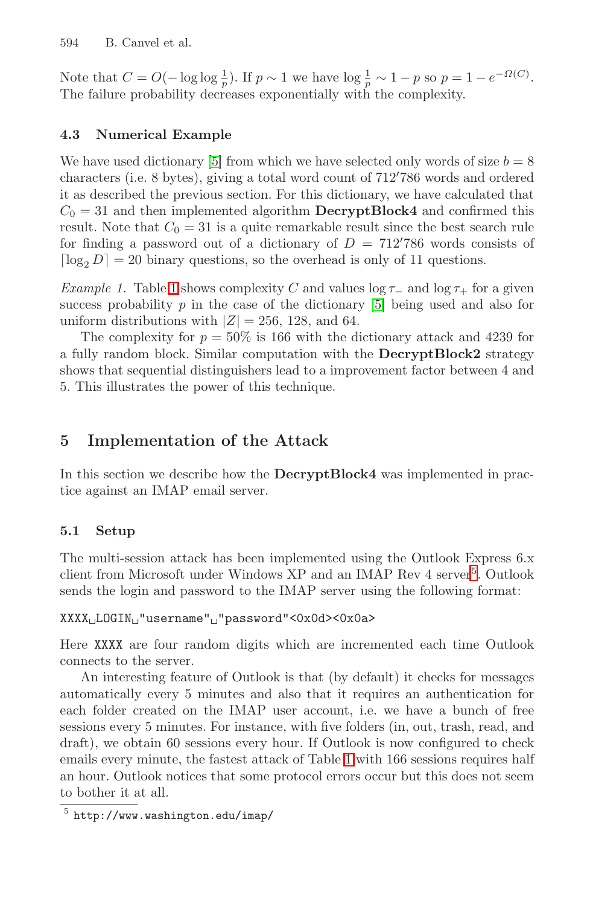Note that $C = O(-\log\log\frac{1}{p})$. If $p \sim 1$ we have $\log\frac{1}{p} \sim 1 - p$ so $p = 1 - e^{-\Omega(C)}$. The failure probability decreases exponentially with the complexity.

### 4.3 Numerical Example

We have used dictionary [5] from which we have selected only words of size $b = 8$ characters (i.e. 8 bytes), giving a total word count of 712′786 words and ordered it as described the previous section. For this dictionary, we have calculated that $C_0 = 31$ and then implemented algorithm **DecryptBlock4** and confirmed this result. Note that $C_0 = 31$ is a quite remarkable result since the best search rule for finding a password out of a dictionary of $D = 712'786$ words consists of $\lceil \log_2 D \rceil = 20$ binary questions, so the overhead is only of 11 questions.

*Example 1.* Table 1 shows complexity $C$ and values $\log\tau_-$ and $\log\tau_+$ for a given success probability $p$ in the case of the dictionary [5] being used and also for uniform distributions with $|Z| = 256$, 128, and 64.

The complexity for $p = 50\%$ is 166 with the dictionary attack and 4239 for a fully random block. Similar computation with the **DecryptBlock2** strategy shows that sequential distinguishers lead to a improvement factor between 4 and 5. This illustrates the power of this technique.

## 5 Implementation of the Attack

In this section we describe how the **DecryptBlock4** was implemented in practice against an IMAP email server.

### 5.1 Setup

The multi-session attack has been implemented using the Outlook Express 6.x client from Microsoft under Windows XP and an IMAP Rev 4 server[5]. Outlook sends the login and password to the IMAP server using the following format:

```
XXXX␣LOGIN␣"username"␣"password"<0x0d><0x0a>
```

Here `XXXX` are four random digits which are incremented each time Outlook connects to the server.

An interesting feature of Outlook is that (by default) it checks for messages automatically every 5 minutes and also that it requires an authentication for each folder created on the IMAP user account, i.e. we have a bunch of free sessions every 5 minutes. For instance, with five folders (in, out, trash, read, and draft), we obtain 60 sessions every hour. If Outlook is now configured to check emails every minute, the fastest attack of Table 1 with 166 sessions requires half an hour. Outlook notices that some protocol errors occur but this does not seem to bother it at all.

[5] `http://www.washington.edu/imap/`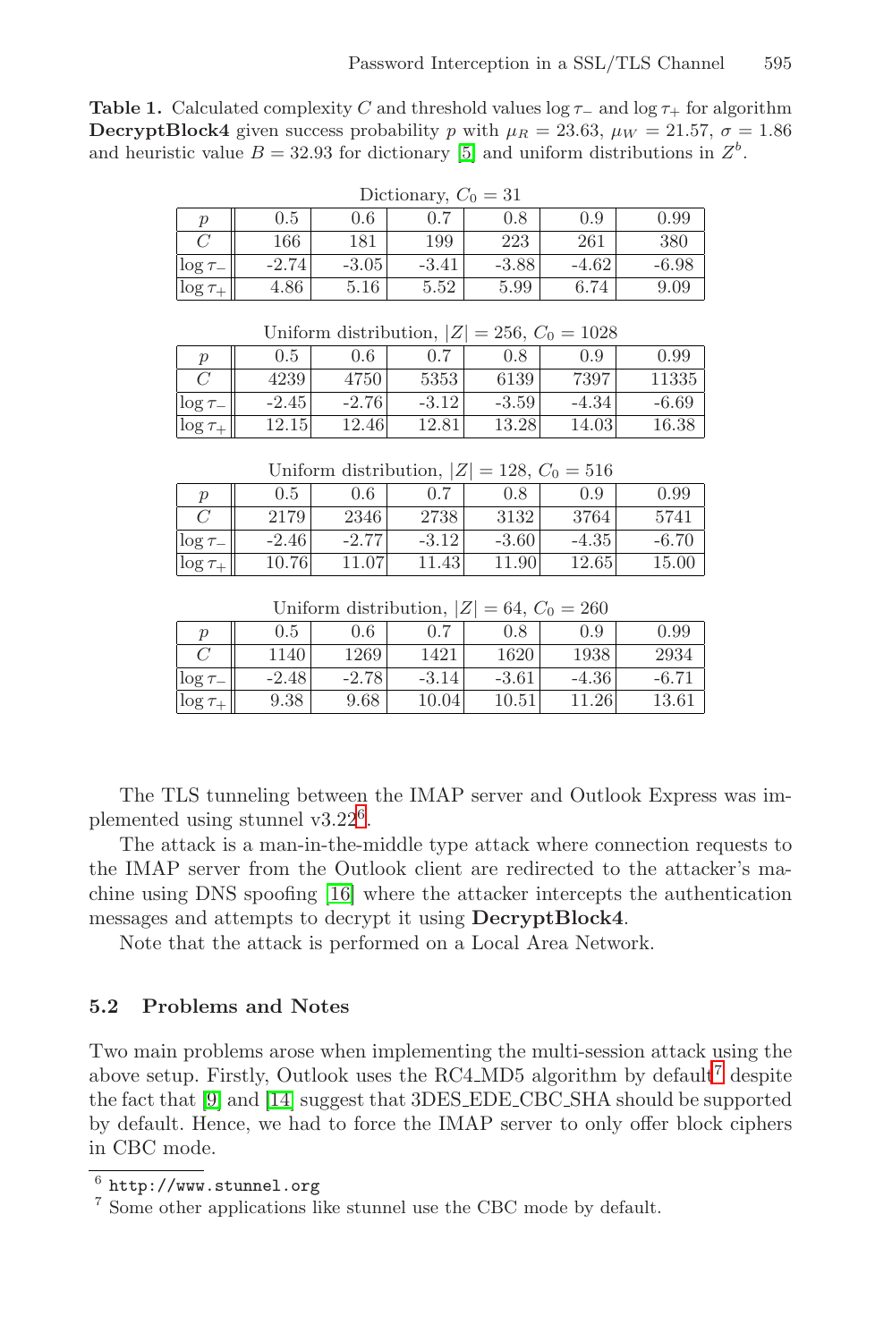**Table 1.** Calculated complexity $C$ and threshold values $\log \tau_-$ and $\log \tau_+$ for algorithm **DecryptBlock4** given success probability $p$ with $\mu_R = 23.63$, $\mu_W = 21.57$, $\sigma = 1.86$ and heuristic value $B = 32.93$ for dictionary [5] and uniform distributions in $Z^b$.

Dictionary, $C_0 = 31$

| $p$ | 0.5 | 0.6 | 0.7 | 0.8 | 0.9 | 0.99 |
|---|---|---|---|---|---|---|
| $C$ | 166 | 181 | 199 | 223 | 261 | 380 |
| $\log \tau_-$ | -2.74 | -3.05 | -3.41 | -3.88 | -4.62 | -6.98 |
| $\log \tau_+$ | 4.86 | 5.16 | 5.52 | 5.99 | 6.74 | 9.09 |

Uniform distribution, $|Z| = 256$, $C_0 = 1028$

| $p$ | 0.5 | 0.6 | 0.7 | 0.8 | 0.9 | 0.99 |
|---|---|---|---|---|---|---|
| $C$ | 4239 | 4750 | 5353 | 6139 | 7397 | 11335 |
| $\log \tau_-$ | -2.45 | -2.76 | -3.12 | -3.59 | -4.34 | -6.69 |
| $\log \tau_+$ | 12.15 | 12.46 | 12.81 | 13.28 | 14.03 | 16.38 |

Uniform distribution, $|Z| = 128$, $C_0 = 516$

| $p$ | 0.5 | 0.6 | 0.7 | 0.8 | 0.9 | 0.99 |
|---|---|---|---|---|---|---|
| $C$ | 2179 | 2346 | 2738 | 3132 | 3764 | 5741 |
| $\log \tau_-$ | -2.46 | -2.77 | -3.12 | -3.60 | -4.35 | -6.70 |
| $\log \tau_+$ | 10.76 | 11.07 | 11.43 | 11.90 | 12.65 | 15.00 |

Uniform distribution, $|Z| = 64$, $C_0 = 260$

| $p$ | 0.5 | 0.6 | 0.7 | 0.8 | 0.9 | 0.99 |
|---|---|---|---|---|---|---|
| $C$ | 1140 | 1269 | 1421 | 1620 | 1938 | 2934 |
| $\log \tau_-$ | -2.48 | -2.78 | -3.14 | -3.61 | -4.36 | -6.71 |
| $\log \tau_+$ | 9.38 | 9.68 | 10.04 | 10.51 | 11.26 | 13.61 |

The TLS tunneling between the IMAP server and Outlook Express was implemented using stunnel v3.22[6].

The attack is a man-in-the-middle type attack where connection requests to the IMAP server from the Outlook client are redirected to the attacker's machine using DNS spoofing [16] where the attacker intercepts the authentication messages and attempts to decrypt it using **DecryptBlock4**.

Note that the attack is performed on a Local Area Network.

### 5.2 Problems and Notes

Two main problems arose when implementing the multi-session attack using the above setup. Firstly, Outlook uses the RC4_MD5 algorithm by default[7] despite the fact that [9] and [14] suggest that 3DES_EDE_CBC_SHA should be supported by default. Hence, we had to force the IMAP server to only offer block ciphers in CBC mode.

[6] http://www.stunnel.org

[7] Some other applications like stunnel use the CBC mode by default.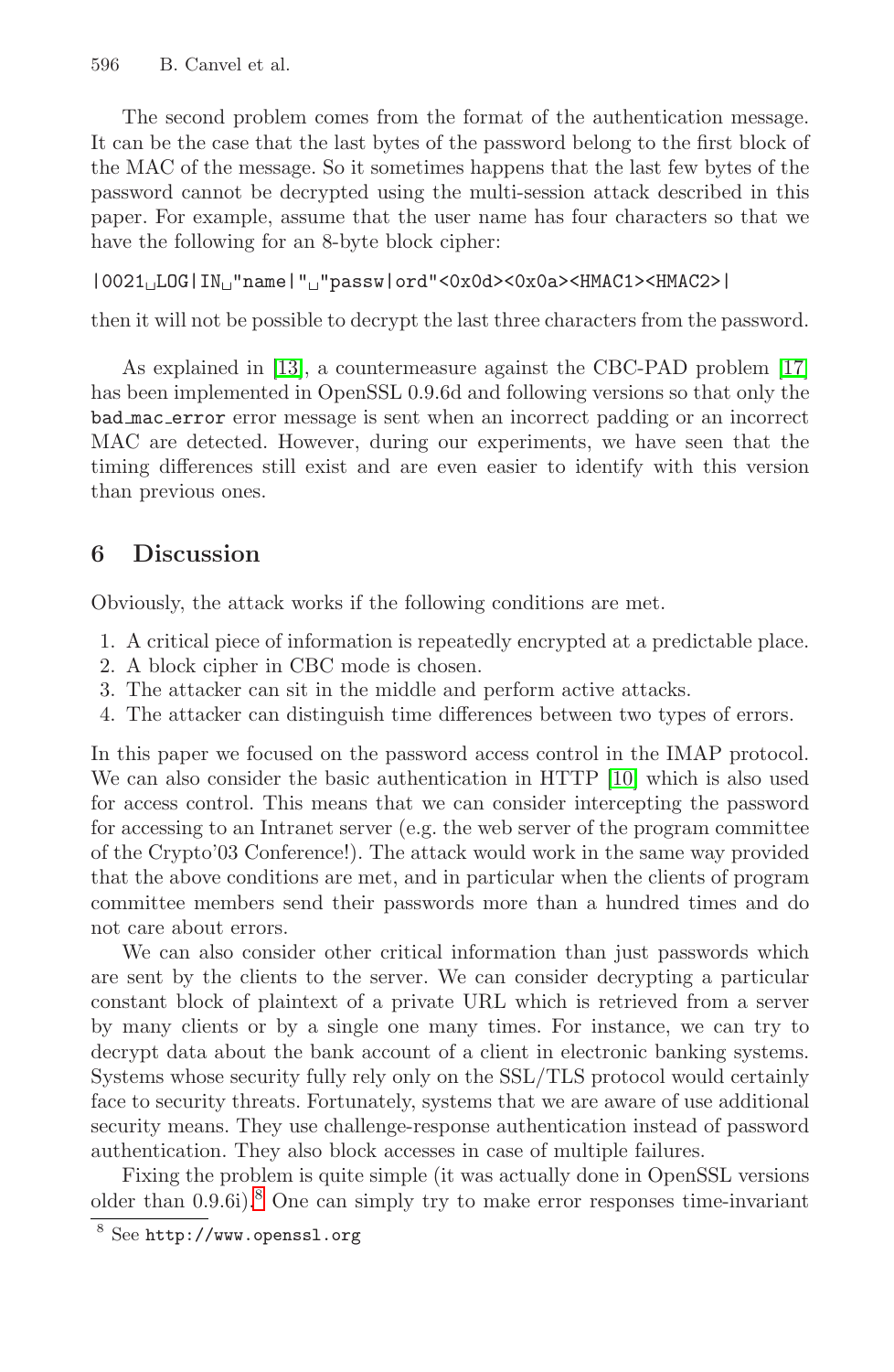The second problem comes from the format of the authentication message. It can be the case that the last bytes of the password belong to the first block of the MAC of the message. So it sometimes happens that the last few bytes of the password cannot be decrypted using the multi-session attack described in this paper. For example, assume that the user name has four characters so that we have the following for an 8-byte block cipher:

```
|0021␣LOG|IN␣"name|"␣"passw|ord"<0x0d><0x0a><HMAC1><HMAC2>|
```

then it will not be possible to decrypt the last three characters from the password.

As explained in [13], a countermeasure against the CBC-PAD problem [17] has been implemented in OpenSSL 0.9.6d and following versions so that only the `bad_mac_error` error message is sent when an incorrect padding or an incorrect MAC are detected. However, during our experiments, we have seen that the timing differences still exist and are even easier to identify with this version than previous ones.

## 6 Discussion

Obviously, the attack works if the following conditions are met.

1. A critical piece of information is repeatedly encrypted at a predictable place.
2. A block cipher in CBC mode is chosen.
3. The attacker can sit in the middle and perform active attacks.
4. The attacker can distinguish time differences between two types of errors.

In this paper we focused on the password access control in the IMAP protocol. We can also consider the basic authentication in HTTP [10] which is also used for access control. This means that we can consider intercepting the password for accessing to an Intranet server (e.g. the web server of the program committee of the Crypto'03 Conference!). The attack would work in the same way provided that the above conditions are met, and in particular when the clients of program committee members send their passwords more than a hundred times and do not care about errors.

We can also consider other critical information than just passwords which are sent by the clients to the server. We can consider decrypting a particular constant block of plaintext of a private URL which is retrieved from a server by many clients or by a single one many times. For instance, we can try to decrypt data about the bank account of a client in electronic banking systems. Systems whose security fully rely only on the SSL/TLS protocol would certainly face to security threats. Fortunately, systems that we are aware of use additional security means. They use challenge-response authentication instead of password authentication. They also block accesses in case of multiple failures.

Fixing the problem is quite simple (it was actually done in OpenSSL versions older than 0.9.6i).[8] One can simply try to make error responses time-invariant

[8] See `http://www.openssl.org`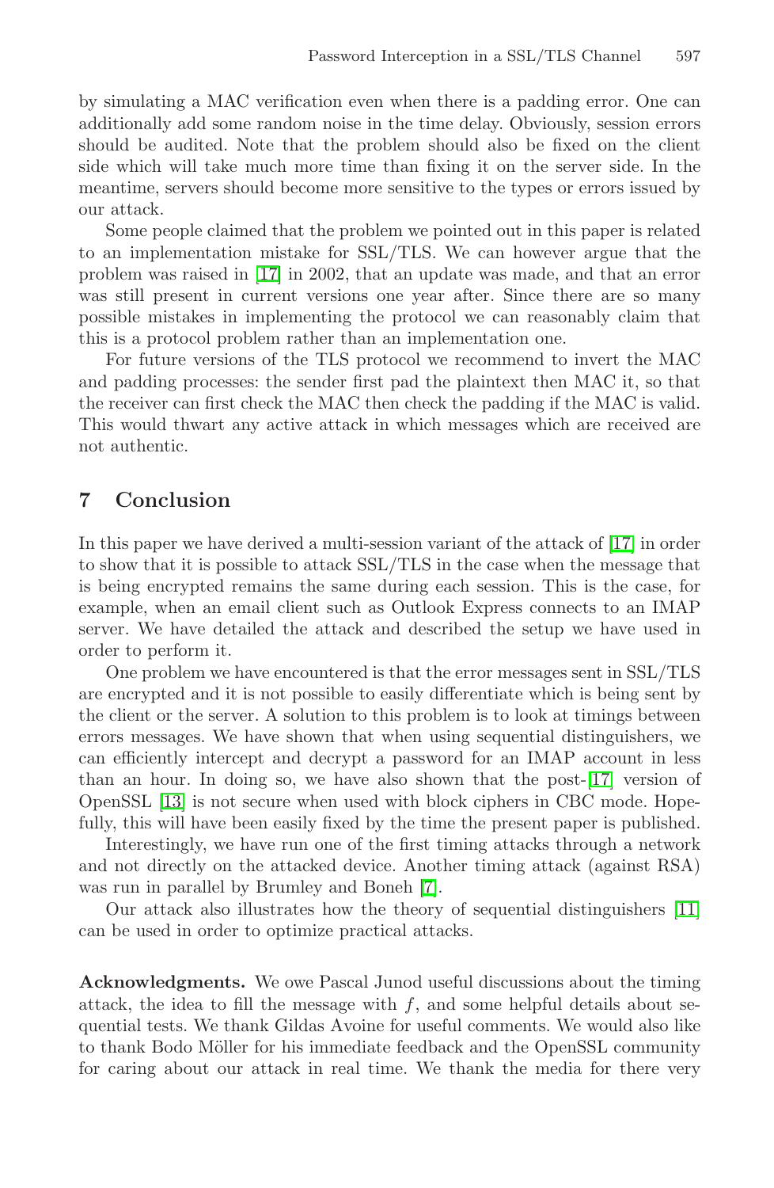by simulating a MAC verification even when there is a padding error. One can additionally add some random noise in the time delay. Obviously, session errors should be audited. Note that the problem should also be fixed on the client side which will take much more time than fixing it on the server side. In the meantime, servers should become more sensitive to the types or errors issued by our attack.

Some people claimed that the problem we pointed out in this paper is related to an implementation mistake for SSL/TLS. We can however argue that the problem was raised in [17] in 2002, that an update was made, and that an error was still present in current versions one year after. Since there are so many possible mistakes in implementing the protocol we can reasonably claim that this is a protocol problem rather than an implementation one.

For future versions of the TLS protocol we recommend to invert the MAC and padding processes: the sender first pad the plaintext then MAC it, so that the receiver can first check the MAC then check the padding if the MAC is valid. This would thwart any active attack in which messages which are received are not authentic.

## 7 Conclusion

In this paper we have derived a multi-session variant of the attack of [17] in order to show that it is possible to attack SSL/TLS in the case when the message that is being encrypted remains the same during each session. This is the case, for example, when an email client such as Outlook Express connects to an IMAP server. We have detailed the attack and described the setup we have used in order to perform it.

One problem we have encountered is that the error messages sent in SSL/TLS are encrypted and it is not possible to easily differentiate which is being sent by the client or the server. A solution to this problem is to look at timings between errors messages. We have shown that when using sequential distinguishers, we can efficiently intercept and decrypt a password for an IMAP account in less than an hour. In doing so, we have also shown that the post-[17] version of OpenSSL [13] is not secure when used with block ciphers in CBC mode. Hopefully, this will have been easily fixed by the time the present paper is published.

Interestingly, we have run one of the first timing attacks through a network and not directly on the attacked device. Another timing attack (against RSA) was run in parallel by Brumley and Boneh [7].

Our attack also illustrates how the theory of sequential distinguishers [11] can be used in order to optimize practical attacks.

**Acknowledgments.** We owe Pascal Junod useful discussions about the timing attack, the idea to fill the message with $f$, and some helpful details about sequential tests. We thank Gildas Avoine for useful comments. We would also like to thank Bodo Möller for his immediate feedback and the OpenSSL community for caring about our attack in real time. We thank the media for there very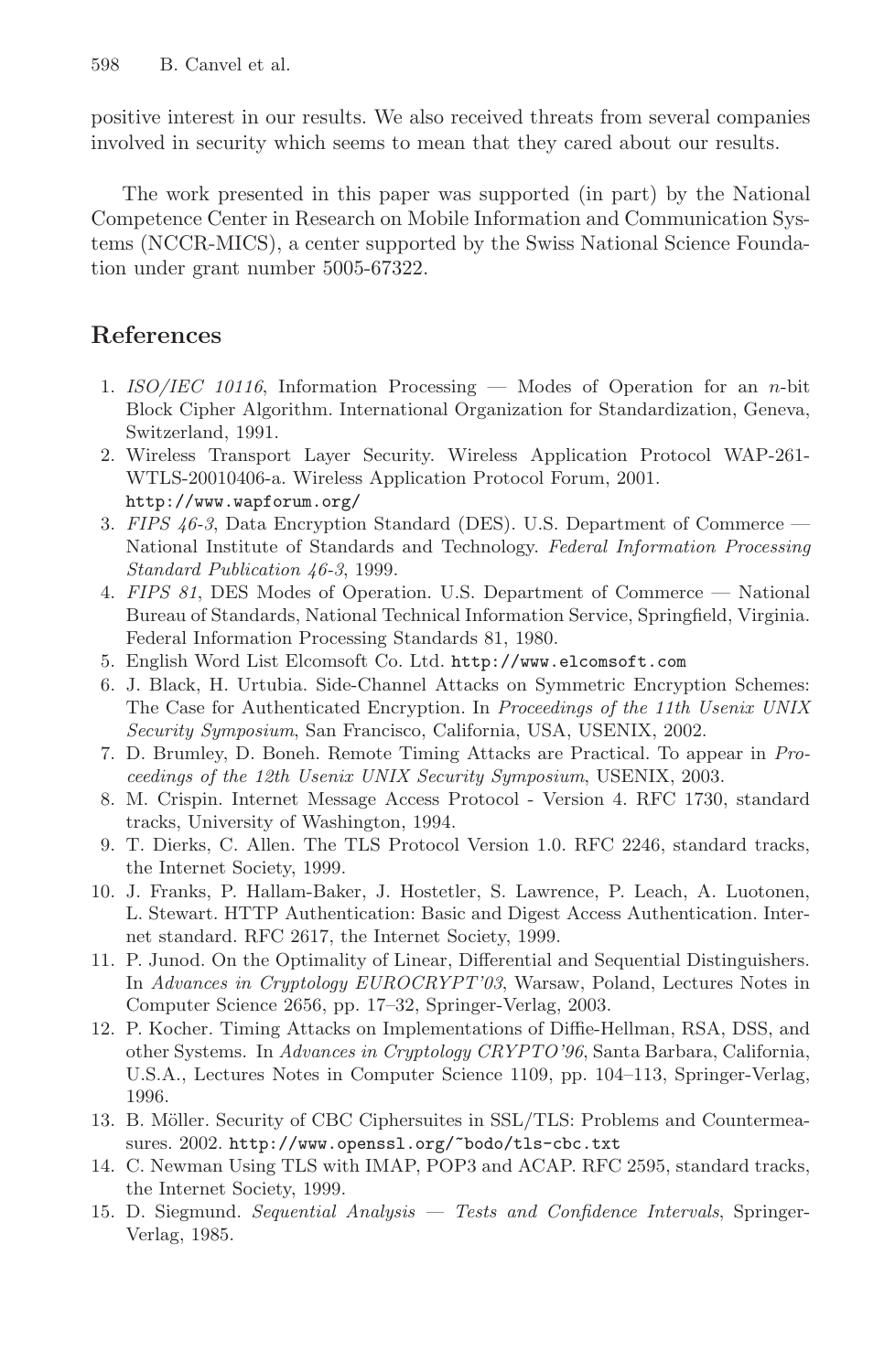positive interest in our results. We also received threats from several companies involved in security which seems to mean that they cared about our results.

The work presented in this paper was supported (in part) by the National Competence Center in Research on Mobile Information and Communication Systems (NCCR-MICS), a center supported by the Swiss National Science Foundation under grant number 5005-67322.

## References

1. *ISO/IEC 10116*, Information Processing — Modes of Operation for an $n$-bit Block Cipher Algorithm. International Organization for Standardization, Geneva, Switzerland, 1991.
2. Wireless Transport Layer Security. Wireless Application Protocol WAP-261-WTLS-20010406-a. Wireless Application Protocol Forum, 2001. `http://www.wapforum.org/`
3. *FIPS 46-3*, Data Encryption Standard (DES). U.S. Department of Commerce — National Institute of Standards and Technology. *Federal Information Processing Standard Publication 46-3*, 1999.
4. *FIPS 81*, DES Modes of Operation. U.S. Department of Commerce — National Bureau of Standards, National Technical Information Service, Springfield, Virginia. Federal Information Processing Standards 81, 1980.
5. English Word List Elcomsoft Co. Ltd. `http://www.elcomsoft.com`
6. J. Black, H. Urtubia. Side-Channel Attacks on Symmetric Encryption Schemes: The Case for Authenticated Encryption. In *Proceedings of the 11th Usenix UNIX Security Symposium*, San Francisco, California, USA, USENIX, 2002.
7. D. Brumley, D. Boneh. Remote Timing Attacks are Practical. To appear in *Proceedings of the 12th Usenix UNIX Security Symposium*, USENIX, 2003.
8. M. Crispin. Internet Message Access Protocol - Version 4. RFC 1730, standard tracks, University of Washington, 1994.
9. T. Dierks, C. Allen. The TLS Protocol Version 1.0. RFC 2246, standard tracks, the Internet Society, 1999.
10. J. Franks, P. Hallam-Baker, J. Hostetler, S. Lawrence, P. Leach, A. Luotonen, L. Stewart. HTTP Authentication: Basic and Digest Access Authentication. Internet standard. RFC 2617, the Internet Society, 1999.
11. P. Junod. On the Optimality of Linear, Differential and Sequential Distinguishers. In *Advances in Cryptology EUROCRYPT'03*, Warsaw, Poland, Lectures Notes in Computer Science 2656, pp. 17–32, Springer-Verlag, 2003.
12. P. Kocher. Timing Attacks on Implementations of Diffie-Hellman, RSA, DSS, and other Systems. In *Advances in Cryptology CRYPTO'96*, Santa Barbara, California, U.S.A., Lectures Notes in Computer Science 1109, pp. 104–113, Springer-Verlag, 1996.
13. B. Möller. Security of CBC Ciphersuites in SSL/TLS: Problems and Countermeasures. 2002. `http://www.openssl.org/~bodo/tls-cbc.txt`
14. C. Newman Using TLS with IMAP, POP3 and ACAP. RFC 2595, standard tracks, the Internet Society, 1999.
15. D. Siegmund. *Sequential Analysis — Tests and Confidence Intervals*, Springer-Verlag, 1985.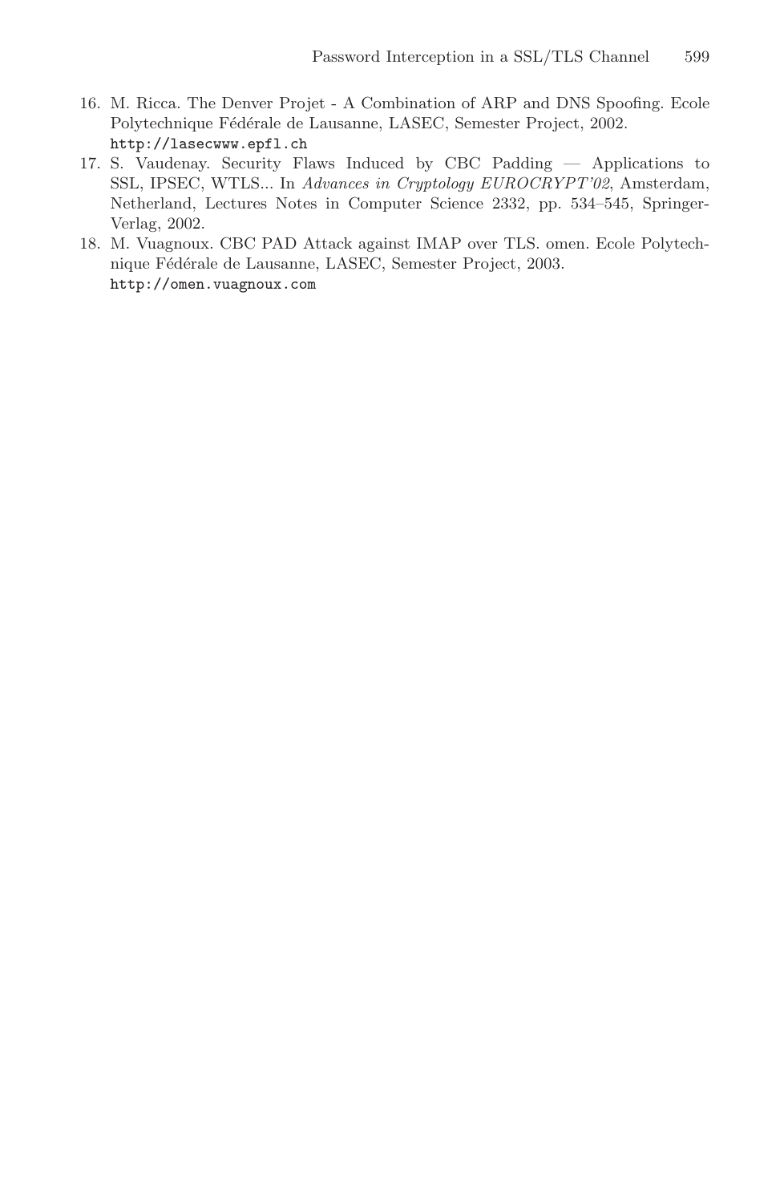16. M. Ricca. The Denver Projet - A Combination of ARP and DNS Spoofing. Ecole Polytechnique Fédérale de Lausanne, LASEC, Semester Project, 2002. `http://lasecwww.epfl.ch`
17. S. Vaudenay. Security Flaws Induced by CBC Padding — Applications to SSL, IPSEC, WTLS... In *Advances in Cryptology EUROCRYPT'02*, Amsterdam, Netherland, Lectures Notes in Computer Science 2332, pp. 534–545, Springer-Verlag, 2002.
18. M. Vuagnoux. CBC PAD Attack against IMAP over TLS. omen. Ecole Polytechnique Fédérale de Lausanne, LASEC, Semester Project, 2003. `http://omen.vuagnoux.com`